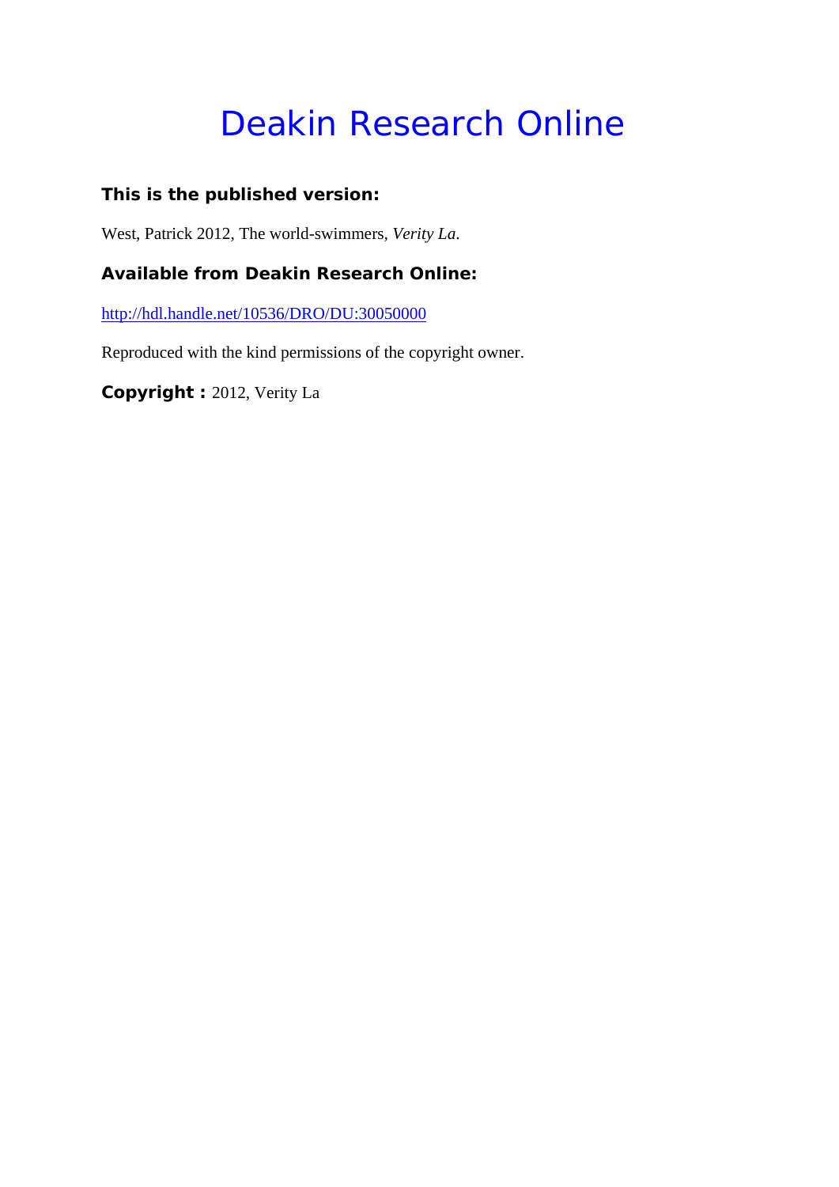# Deakin Research Online

**This is the published version:**

West, Patrick 2012, The world-swimmers, *Verity La*.

**Available from Deakin Research Online:**

http://hdl.handle.net/10536/DRO/DU:30050000

Reproduced with the kind permissions of the copyright owner.

**Copyright :** 2012, Verity La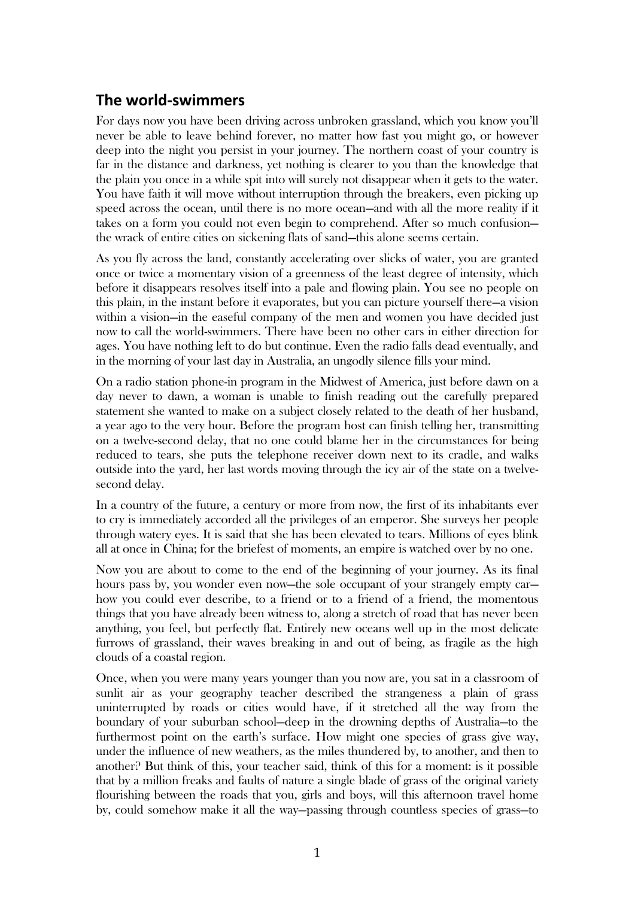## The world-swimmers

For days now you have been driving across unbroken grassland, which you know you'll never be able to leave behind forever, no matter how fast you might go, or however deep into the night you persist in your journey. The northern coast of your country is far in the distance and darkness, yet nothing is clearer to you than the knowledge that the plain you once in a while spit into will surely not disappear when it gets to the water. You have faith it will move without interruption through the breakers, even picking up speed across the ocean, until there is no more ocean—and with all the more reality if it takes on a form you could not even begin to comprehend. After so much confusion—the wrack of entire cities on sickening flats of sand—this alone seems certain.

As you fly across the land, constantly accelerating over slicks of water, you are granted once or twice a momentary vision of a greenness of the least degree of intensity, which before it disappears resolves itself into a pale and flowing plain. You see no people on this plain, in the instant before it evaporates, but you can picture yourself there—a vision within a vision—in the easeful company of the men and women you have decided just now to call the world-swimmers. There have been no other cars in either direction for ages. You have nothing left to do but continue. Even the radio falls dead eventually, and in the morning of your last day in Australia, an ungodly silence fills your mind.

On a radio station phone-in program in the Midwest of America, just before dawn on a day never to dawn, a woman is unable to finish reading out the carefully prepared statement she wanted to make on a subject closely related to the death of her husband, a year ago to the very hour. Before the program host can finish telling her, transmitting on a twelve-second delay, that no one could blame her in the circumstances for being reduced to tears, she puts the telephone receiver down next to its cradle, and walks outside into the yard, her last words moving through the icy air of the state on a twelve-second delay.

In a country of the future, a century or more from now, the first of its inhabitants ever to cry is immediately accorded all the privileges of an emperor. She surveys her people through watery eyes. It is said that she has been elevated to tears. Millions of eyes blink all at once in China; for the briefest of moments, an empire is watched over by no one.

Now you are about to come to the end of the beginning of your journey. As its final hours pass by, you wonder even now—the sole occupant of your strangely empty car—how you could ever describe, to a friend or to a friend of a friend, the momentous things that you have already been witness to, along a stretch of road that has never been anything, you feel, but perfectly flat. Entirely new oceans well up in the most delicate furrows of grassland, their waves breaking in and out of being, as fragile as the high clouds of a coastal region.

Once, when you were many years younger than you now are, you sat in a classroom of sunlit air as your geography teacher described the strangeness a plain of grass uninterrupted by roads or cities would have, if it stretched all the way from the boundary of your suburban school—deep in the drowning depths of Australia—to the furthermost point on the earth's surface. How might one species of grass give way, under the influence of new weathers, as the miles thundered by, to another, and then to another? But think of this, your teacher said, think of this for a moment: is it possible that by a million freaks and faults of nature a single blade of grass of the original variety flourishing between the roads that you, girls and boys, will this afternoon travel home by, could somehow make it all the way—passing through countless species of grass—to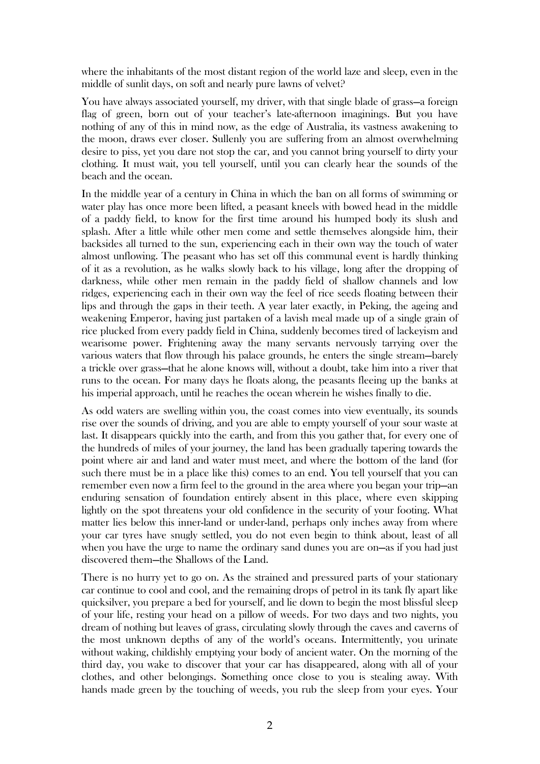where the inhabitants of the most distant region of the world laze and sleep, even in the middle of sunlit days, on soft and nearly pure lawns of velvet?

You have always associated yourself, my driver, with that single blade of grass—a foreign flag of green, born out of your teacher's late-afternoon imaginings. But you have nothing of any of this in mind now, as the edge of Australia, its vastness awakening to the moon, draws ever closer. Sullenly you are suffering from an almost overwhelming desire to piss, yet you dare not stop the car, and you cannot bring yourself to dirty your clothing. It must wait, you tell yourself, until you can clearly hear the sounds of the beach and the ocean.

In the middle year of a century in China in which the ban on all forms of swimming or water play has once more been lifted, a peasant kneels with bowed head in the middle of a paddy field, to know for the first time around his humped body its slush and splash. After a little while other men come and settle themselves alongside him, their backsides all turned to the sun, experiencing each in their own way the touch of water almost unflowing. The peasant who has set off this communal event is hardly thinking of it as a revolution, as he walks slowly back to his village, long after the dropping of darkness, while other men remain in the paddy field of shallow channels and low ridges, experiencing each in their own way the feel of rice seeds floating between their lips and through the gaps in their teeth. A year later exactly, in Peking, the ageing and weakening Emperor, having just partaken of a lavish meal made up of a single grain of rice plucked from every paddy field in China, suddenly becomes tired of lackeyism and wearisome power. Frightening away the many servants nervously tarrying over the various waters that flow through his palace grounds, he enters the single stream—barely a trickle over grass—that he alone knows will, without a doubt, take him into a river that runs to the ocean. For many days he floats along, the peasants fleeing up the banks at his imperial approach, until he reaches the ocean wherein he wishes finally to die.

As odd waters are swelling within you, the coast comes into view eventually, its sounds rise over the sounds of driving, and you are able to empty yourself of your sour waste at last. It disappears quickly into the earth, and from this you gather that, for every one of the hundreds of miles of your journey, the land has been gradually tapering towards the point where air and land and water must meet, and where the bottom of the land (for such there must be in a place like this) comes to an end. You tell yourself that you can remember even now a firm feel to the ground in the area where you began your trip—an enduring sensation of foundation entirely absent in this place, where even skipping lightly on the spot threatens your old confidence in the security of your footing. What matter lies below this inner-land or under-land, perhaps only inches away from where your car tyres have snugly settled, you do not even begin to think about, least of all when you have the urge to name the ordinary sand dunes you are on—as if you had just discovered them—the Shallows of the Land.

There is no hurry yet to go on. As the strained and pressured parts of your stationary car continue to cool and cool, and the remaining drops of petrol in its tank fly apart like quicksilver, you prepare a bed for yourself, and lie down to begin the most blissful sleep of your life, resting your head on a pillow of weeds. For two days and two nights, you dream of nothing but leaves of grass, circulating slowly through the caves and caverns of the most unknown depths of any of the world's oceans. Intermittently, you urinate without waking, childishly emptying your body of ancient water. On the morning of the third day, you wake to discover that your car has disappeared, along with all of your clothes, and other belongings. Something once close to you is stealing away. With hands made green by the touching of weeds, you rub the sleep from your eyes. Your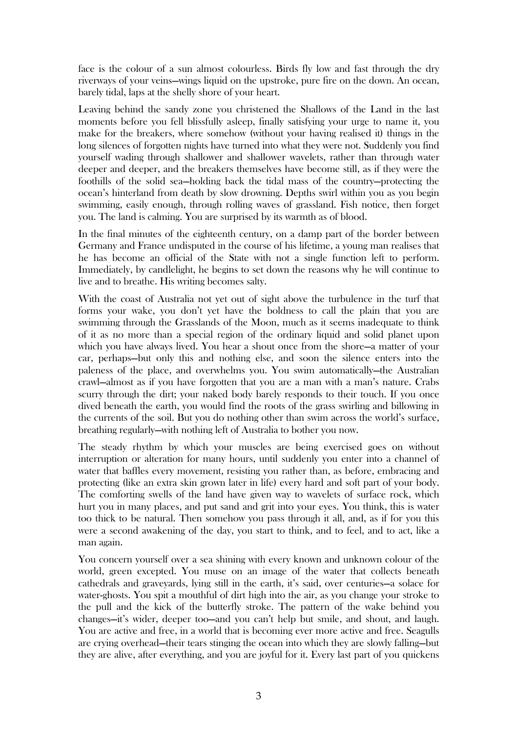face is the colour of a sun almost colourless. Birds fly low and fast through the dry riverways of your veins—wings liquid on the upstroke, pure fire on the down. An ocean, barely tidal, laps at the shelly shore of your heart.

Leaving behind the sandy zone you christened the Shallows of the Land in the last moments before you fell blissfully asleep, finally satisfying your urge to name it, you make for the breakers, where somehow (without your having realised it) things in the long silences of forgotten nights have turned into what they were not. Suddenly you find yourself wading through shallower and shallower wavelets, rather than through water deeper and deeper, and the breakers themselves have become still, as if they were the foothills of the solid sea—holding back the tidal mass of the country—protecting the ocean's hinterland from death by slow drowning. Depths swirl within you as you begin swimming, easily enough, through rolling waves of grassland. Fish notice, then forget you. The land is calming. You are surprised by its warmth as of blood.

In the final minutes of the eighteenth century, on a damp part of the border between Germany and France undisputed in the course of his lifetime, a young man realises that he has become an official of the State with not a single function left to perform. Immediately, by candlelight, he begins to set down the reasons why he will continue to live and to breathe. His writing becomes salty.

With the coast of Australia not yet out of sight above the turbulence in the turf that forms your wake, you don't yet have the boldness to call the plain that you are swimming through the Grasslands of the Moon, much as it seems inadequate to think of it as no more than a special region of the ordinary liquid and solid planet upon which you have always lived. You hear a shout once from the shore—a matter of your car, perhaps—but only this and nothing else, and soon the silence enters into the paleness of the place, and overwhelms you. You swim automatically—the Australian crawl—almost as if you have forgotten that you are a man with a man's nature. Crabs scurry through the dirt; your naked body barely responds to their touch. If you once dived beneath the earth, you would find the roots of the grass swirling and billowing in the currents of the soil. But you do nothing other than swim across the world's surface, breathing regularly—with nothing left of Australia to bother you now.

The steady rhythm by which your muscles are being exercised goes on without interruption or alteration for many hours, until suddenly you enter into a channel of water that baffles every movement, resisting you rather than, as before, embracing and protecting (like an extra skin grown later in life) every hard and soft part of your body. The comforting swells of the land have given way to wavelets of surface rock, which hurt you in many places, and put sand and grit into your eyes. You think, this is water too thick to be natural. Then somehow you pass through it all, and, as if for you this were a second awakening of the day, you start to think, and to feel, and to act, like a man again.

You concern yourself over a sea shining with every known and unknown colour of the world, green excepted. You muse on an image of the water that collects beneath cathedrals and graveyards, lying still in the earth, it's said, over centuries—a solace for water-ghosts. You spit a mouthful of dirt high into the air, as you change your stroke to the pull and the kick of the butterfly stroke. The pattern of the wake behind you changes—it's wider, deeper too—and you can't help but smile, and shout, and laugh. You are active and free, in a world that is becoming ever more active and free. Seagulls are crying overhead—their tears stinging the ocean into which they are slowly falling—but they are alive, after everything, and you are joyful for it. Every last part of you quickens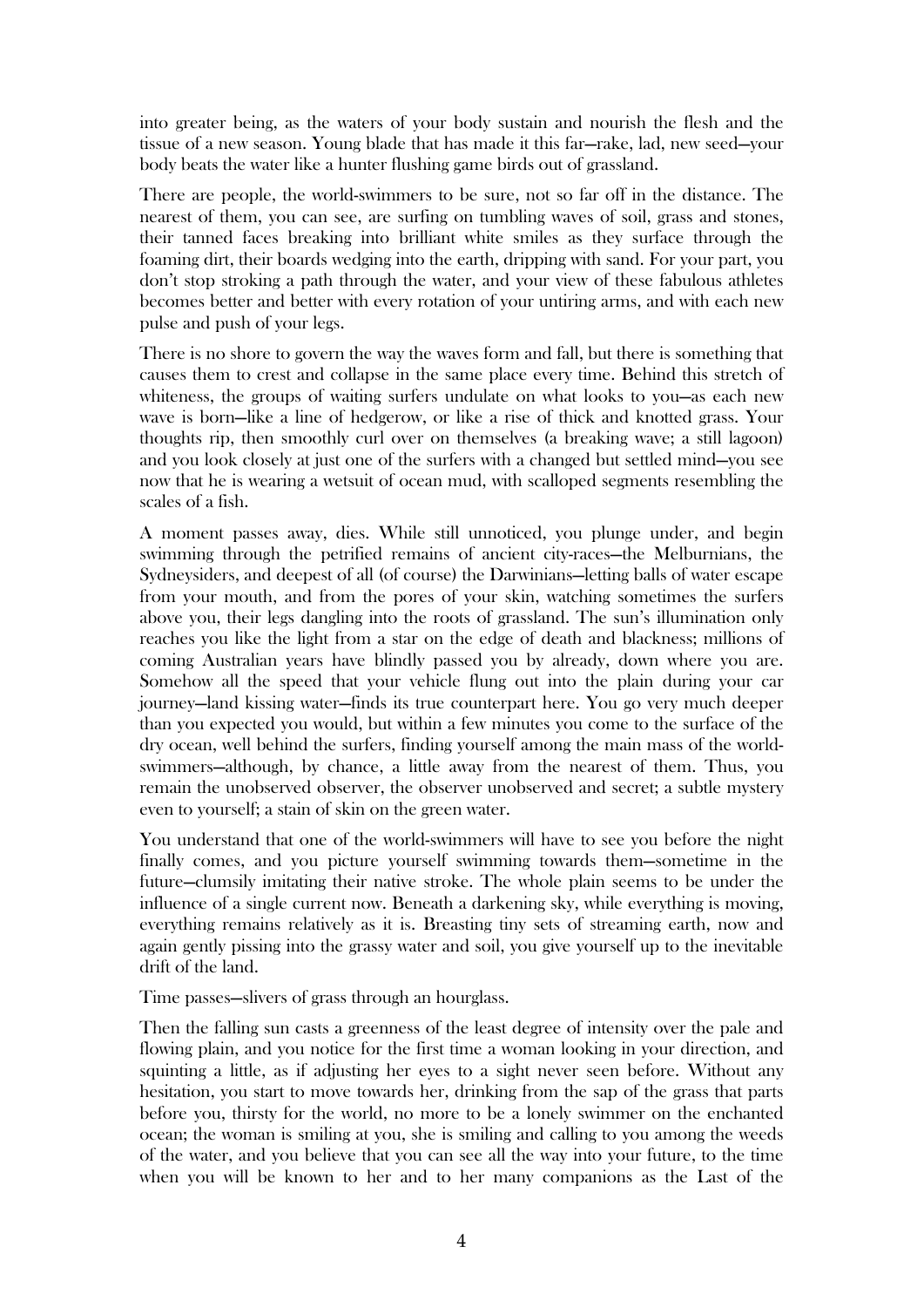into greater being, as the waters of your body sustain and nourish the flesh and the tissue of a new season. Young blade that has made it this far—rake, lad, new seed—your body beats the water like a hunter flushing game birds out of grassland.

There are people, the world-swimmers to be sure, not so far off in the distance. The nearest of them, you can see, are surfing on tumbling waves of soil, grass and stones, their tanned faces breaking into brilliant white smiles as they surface through the foaming dirt, their boards wedging into the earth, dripping with sand. For your part, you don't stop stroking a path through the water, and your view of these fabulous athletes becomes better and better with every rotation of your untiring arms, and with each new pulse and push of your legs.

There is no shore to govern the way the waves form and fall, but there is something that causes them to crest and collapse in the same place every time. Behind this stretch of whiteness, the groups of waiting surfers undulate on what looks to you—as each new wave is born—like a line of hedgerow, or like a rise of thick and knotted grass. Your thoughts rip, then smoothly curl over on themselves (a breaking wave; a still lagoon) and you look closely at just one of the surfers with a changed but settled mind—you see now that he is wearing a wetsuit of ocean mud, with scalloped segments resembling the scales of a fish.

A moment passes away, dies. While still unnoticed, you plunge under, and begin swimming through the petrified remains of ancient city-races—the Melburnians, the Sydneysiders, and deepest of all (of course) the Darwinians—letting balls of water escape from your mouth, and from the pores of your skin, watching sometimes the surfers above you, their legs dangling into the roots of grassland. The sun's illumination only reaches you like the light from a star on the edge of death and blackness; millions of coming Australian years have blindly passed you by already, down where you are. Somehow all the speed that your vehicle flung out into the plain during your car journey—land kissing water—finds its true counterpart here. You go very much deeper than you expected you would, but within a few minutes you come to the surface of the dry ocean, well behind the surfers, finding yourself among the main mass of the world-swimmers—although, by chance, a little away from the nearest of them. Thus, you remain the unobserved observer, the observer unobserved and secret; a subtle mystery even to yourself; a stain of skin on the green water.

You understand that one of the world-swimmers will have to see you before the night finally comes, and you picture yourself swimming towards them—sometime in the future—clumsily imitating their native stroke. The whole plain seems to be under the influence of a single current now. Beneath a darkening sky, while everything is moving, everything remains relatively as it is. Breasting tiny sets of streaming earth, now and again gently pissing into the grassy water and soil, you give yourself up to the inevitable drift of the land.

Time passes—slivers of grass through an hourglass.

Then the falling sun casts a greenness of the least degree of intensity over the pale and flowing plain, and you notice for the first time a woman looking in your direction, and squinting a little, as if adjusting her eyes to a sight never seen before. Without any hesitation, you start to move towards her, drinking from the sap of the grass that parts before you, thirsty for the world, no more to be a lonely swimmer on the enchanted ocean; the woman is smiling at you, she is smiling and calling to you among the weeds of the water, and you believe that you can see all the way into your future, to the time when you will be known to her and to her many companions as the Last of the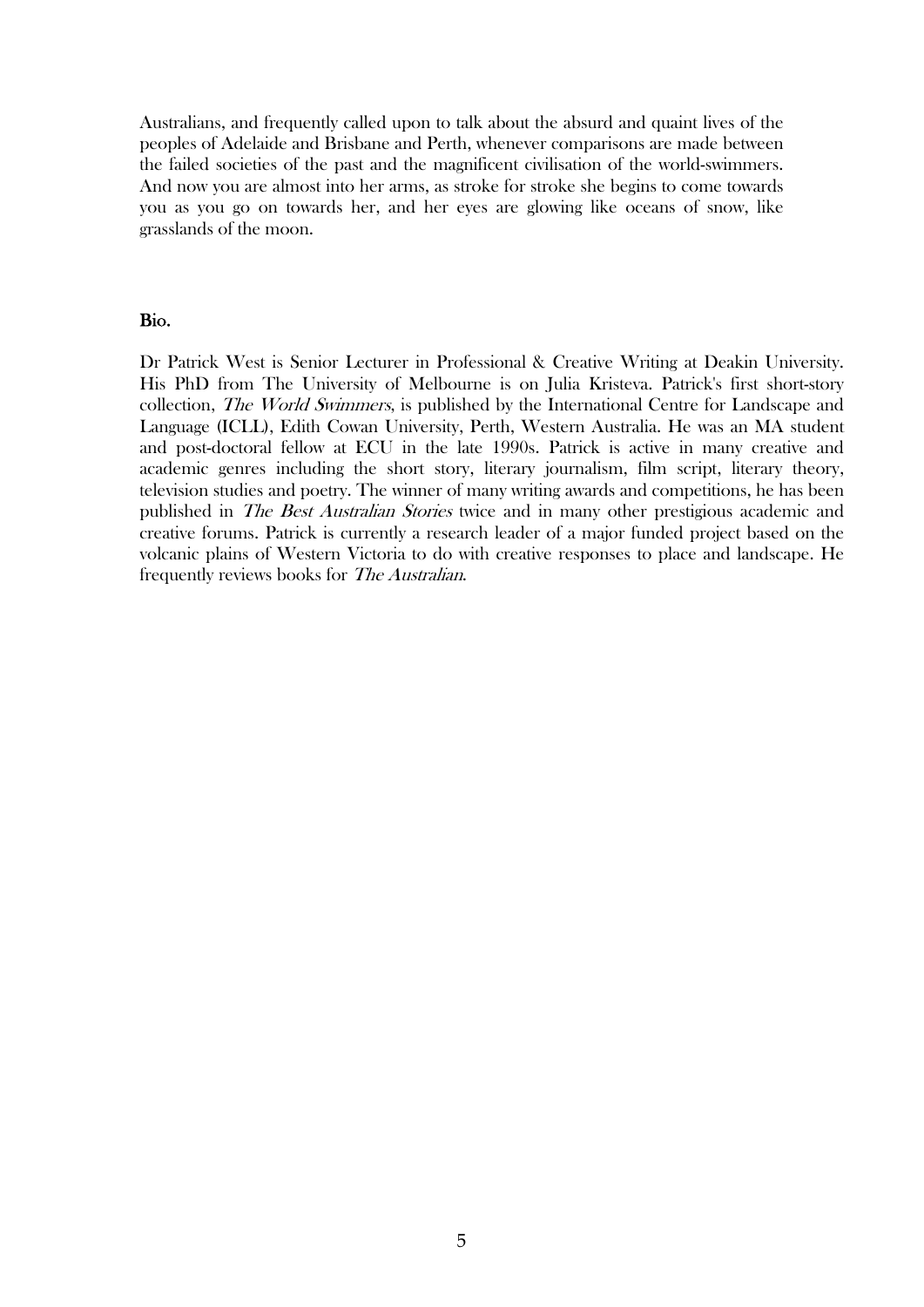Australians, and frequently called upon to talk about the absurd and quaint lives of the peoples of Adelaide and Brisbane and Perth, whenever comparisons are made between the failed societies of the past and the magnificent civilisation of the world-swimmers. And now you are almost into her arms, as stroke for stroke she begins to come towards you as you go on towards her, and her eyes are glowing like oceans of snow, like grasslands of the moon.

**Bio.**

Dr Patrick West is Senior Lecturer in Professional & Creative Writing at Deakin University. His PhD from The University of Melbourne is on Julia Kristeva. Patrick's first short-story collection, *The World Swimmers*, is published by the International Centre for Landscape and Language (ICLL), Edith Cowan University, Perth, Western Australia. He was an MA student and post-doctoral fellow at ECU in the late 1990s. Patrick is active in many creative and academic genres including the short story, literary journalism, film script, literary theory, television studies and poetry. The winner of many writing awards and competitions, he has been published in *The Best Australian Stories* twice and in many other prestigious academic and creative forums. Patrick is currently a research leader of a major funded project based on the volcanic plains of Western Victoria to do with creative responses to place and landscape. He frequently reviews books for *The Australian*.